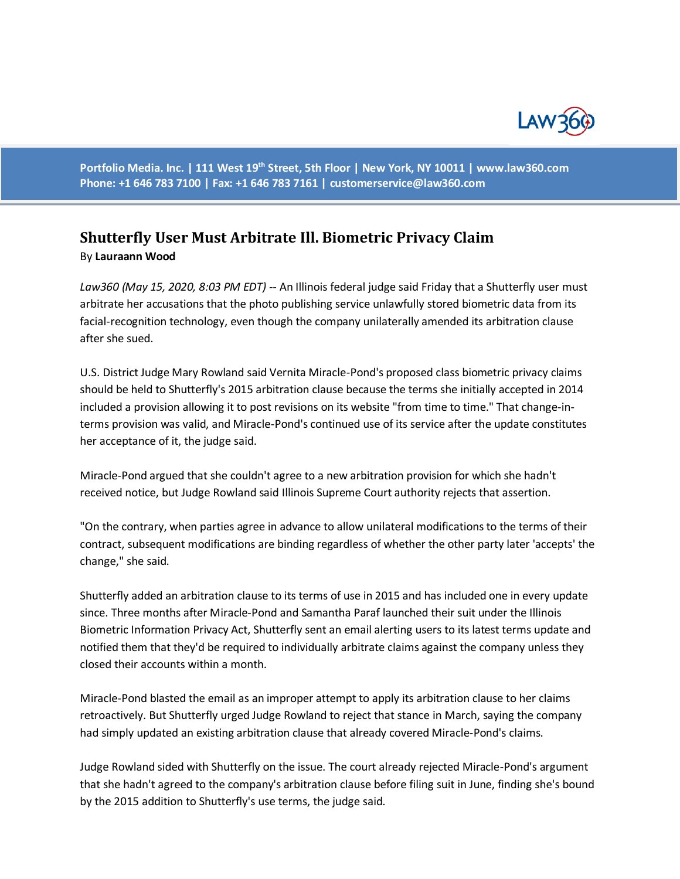Portfolio Media. Inc. | 111 West 19th Street, 5th Floor | New York, NY 10011 | www.law360.com
Phone: +1 646 783 7100 | Fax: +1 646 783 7161 | customerservice@law360.com

# Shutterfly User Must Arbitrate Ill. Biometric Privacy Claim

By **Lauraann Wood**

*Law360 (May 15, 2020, 8:03 PM EDT)* -- An Illinois federal judge said Friday that a Shutterfly user must arbitrate her accusations that the photo publishing service unlawfully stored biometric data from its facial-recognition technology, even though the company unilaterally amended its arbitration clause after she sued.

U.S. District Judge Mary Rowland said Vernita Miracle-Pond's proposed class biometric privacy claims should be held to Shutterfly's 2015 arbitration clause because the terms she initially accepted in 2014 included a provision allowing it to post revisions on its website "from time to time." That change-in-terms provision was valid, and Miracle-Pond's continued use of its service after the update constitutes her acceptance of it, the judge said.

Miracle-Pond argued that she couldn't agree to a new arbitration provision for which she hadn't received notice, but Judge Rowland said Illinois Supreme Court authority rejects that assertion.

"On the contrary, when parties agree in advance to allow unilateral modifications to the terms of their contract, subsequent modifications are binding regardless of whether the other party later 'accepts' the change," she said.

Shutterfly added an arbitration clause to its terms of use in 2015 and has included one in every update since. Three months after Miracle-Pond and Samantha Paraf launched their suit under the Illinois Biometric Information Privacy Act, Shutterfly sent an email alerting users to its latest terms update and notified them that they'd be required to individually arbitrate claims against the company unless they closed their accounts within a month.

Miracle-Pond blasted the email as an improper attempt to apply its arbitration clause to her claims retroactively. But Shutterfly urged Judge Rowland to reject that stance in March, saying the company had simply updated an existing arbitration clause that already covered Miracle-Pond's claims.

Judge Rowland sided with Shutterfly on the issue. The court already rejected Miracle-Pond's argument that she hadn't agreed to the company's arbitration clause before filing suit in June, finding she's bound by the 2015 addition to Shutterfly's use terms, the judge said.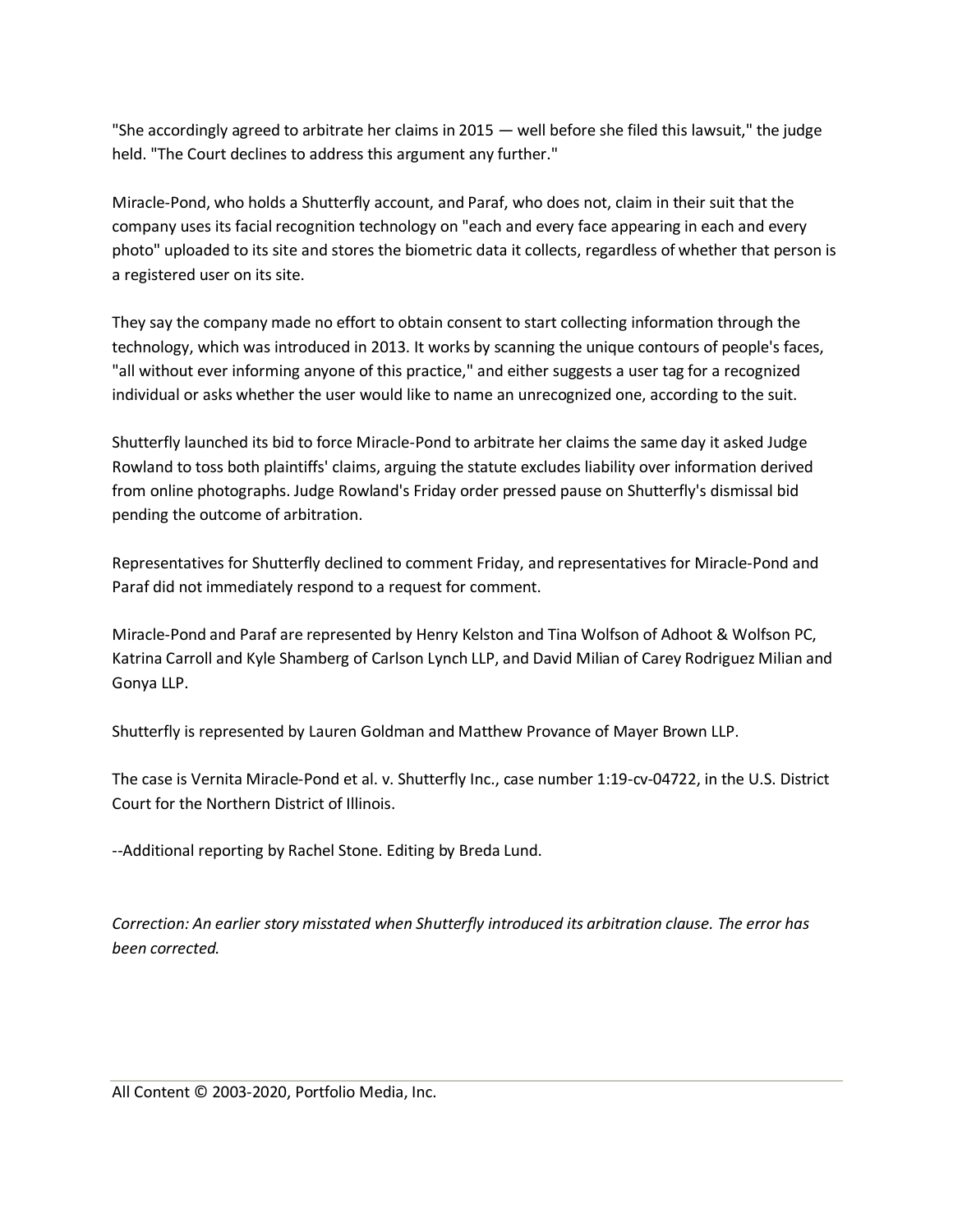"She accordingly agreed to arbitrate her claims in 2015 — well before she filed this lawsuit," the judge held. "The Court declines to address this argument any further."

Miracle-Pond, who holds a Shutterfly account, and Paraf, who does not, claim in their suit that the company uses its facial recognition technology on "each and every face appearing in each and every photo" uploaded to its site and stores the biometric data it collects, regardless of whether that person is a registered user on its site.

They say the company made no effort to obtain consent to start collecting information through the technology, which was introduced in 2013. It works by scanning the unique contours of people's faces, "all without ever informing anyone of this practice," and either suggests a user tag for a recognized individual or asks whether the user would like to name an unrecognized one, according to the suit.

Shutterfly launched its bid to force Miracle-Pond to arbitrate her claims the same day it asked Judge Rowland to toss both plaintiffs' claims, arguing the statute excludes liability over information derived from online photographs. Judge Rowland's Friday order pressed pause on Shutterfly's dismissal bid pending the outcome of arbitration.

Representatives for Shutterfly declined to comment Friday, and representatives for Miracle-Pond and Paraf did not immediately respond to a request for comment.

Miracle-Pond and Paraf are represented by Henry Kelston and Tina Wolfson of Adhoot & Wolfson PC, Katrina Carroll and Kyle Shamberg of Carlson Lynch LLP, and David Milian of Carey Rodriguez Milian and Gonya LLP.

Shutterfly is represented by Lauren Goldman and Matthew Provance of Mayer Brown LLP.

The case is Vernita Miracle-Pond et al. v. Shutterfly Inc., case number 1:19-cv-04722, in the U.S. District Court for the Northern District of Illinois.

--Additional reporting by Rachel Stone. Editing by Breda Lund.

*Correction: An earlier story misstated when Shutterfly introduced its arbitration clause. The error has been corrected.*

All Content © 2003-2020, Portfolio Media, Inc.